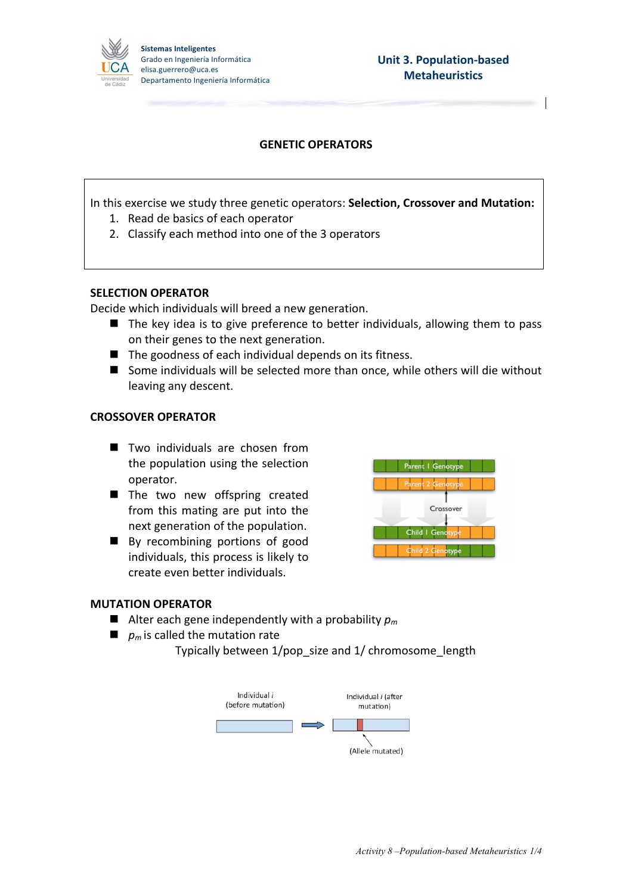## GENETIC OPERATORS

In this exercise we study three genetic operators: **Selection, Crossover and Mutation:**

1. Read de basics of each operator
2. Classify each method into one of the 3 operators

### SELECTION OPERATOR

Decide which individuals will breed a new generation.

- The key idea is to give preference to better individuals, allowing them to pass on their genes to the next generation.
- The goodness of each individual depends on its fitness.
- Some individuals will be selected more than once, while others will die without leaving any descent.

### CROSSOVER OPERATOR

- Two individuals are chosen from the population using the selection operator.
- The two new offspring created from this mating are put into the next generation of the population.
- By recombining portions of good individuals, this process is likely to create even better individuals.

### MUTATION OPERATOR

- Alter each gene independently with a probability $p_m$
- $p_m$ is called the mutation rate

  Typically between 1/pop_size and 1/ chromosome_length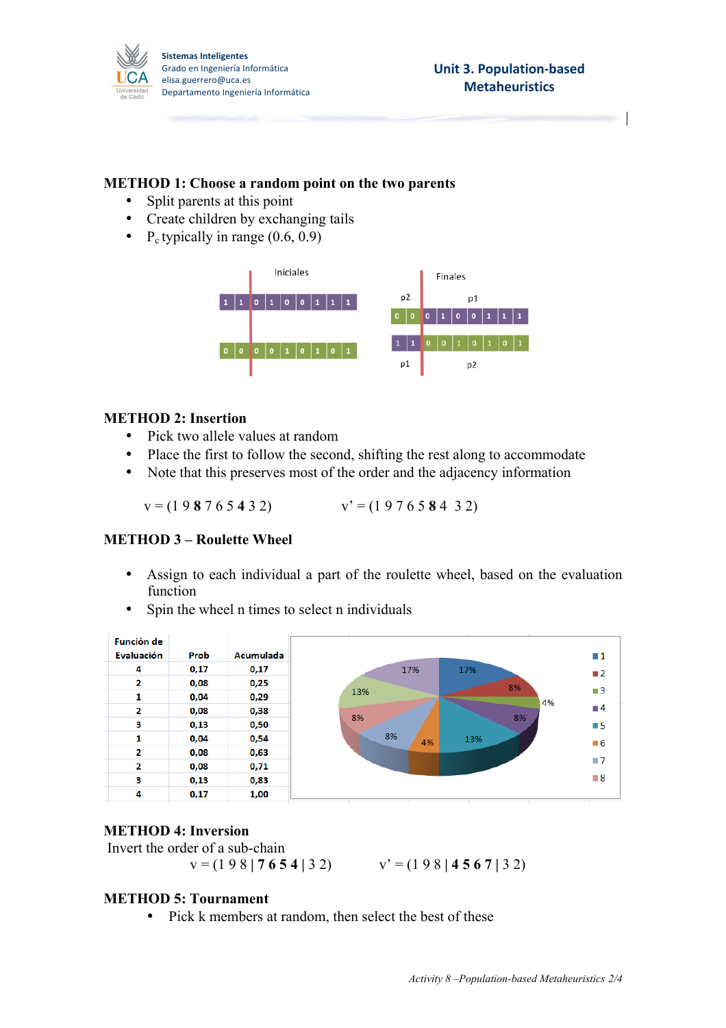**METHOD 1: Choose a random point on the two parents**

- Split parents at this point
- Create children by exchanging tails
- $P_c$ typically in range (0.6, 0.9)

Iniciales

| 1 | 1 | 0 | 1 | 0 | 0 | 1 | 1 | 1 |
|---|---|---|---|---|---|---|---|---|
| 0 | 0 | 0 | 0 | 1 | 0 | 1 | 0 | 1 |

Finales

| p2 | | p1 | | | | | | | |
|---|---|---|---|---|---|---|---|---|---|
| 0 | 0 | 0 | 1 | 0 | 0 | 1 | 1 | 1 | |
| 1 | 1 | 0 | 0 | 1 | 0 | 1 | 0 | 1 | |
| p1 | | p2 | | | | | | | |

**METHOD 2: Insertion**

- Pick two allele values at random
- Place the first to follow the second, shifting the rest along to accommodate
- Note that this preserves most of the order and the adjacency information

v = (1 9 **8** 7 6 5 **4** 3 2)  v' = (1 9 7 6 5 **8** 4 3 2)

**METHOD 3 – Roulette Wheel**

- Assign to each individual a part of the roulette wheel, based on the evaluation function
- Spin the wheel n times to select n individuals

| Función de Evaluación | Prob | Acumulada |
|---|---|---|
| 4 | 0,17 | 0,17 |
| 2 | 0,08 | 0,25 |
| 1 | 0,04 | 0,29 |
| 2 | 0,08 | 0,38 |
| 3 | 0,13 | 0,50 |
| 1 | 0,04 | 0,54 |
| 2 | 0,08 | 0,63 |
| 2 | 0,08 | 0,71 |
| 3 | 0,13 | 0,83 |
| 4 | 0,17 | 1,00 |

**METHOD 4: Inversion**

Invert the order of a sub-chain

v = (1 9 8 | **7 6 5 4** | 3 2)  v' = (1 9 8 | **4 5 6 7** | 3 2)

**METHOD 5: Tournament**

- Pick k members at random, then select the best of these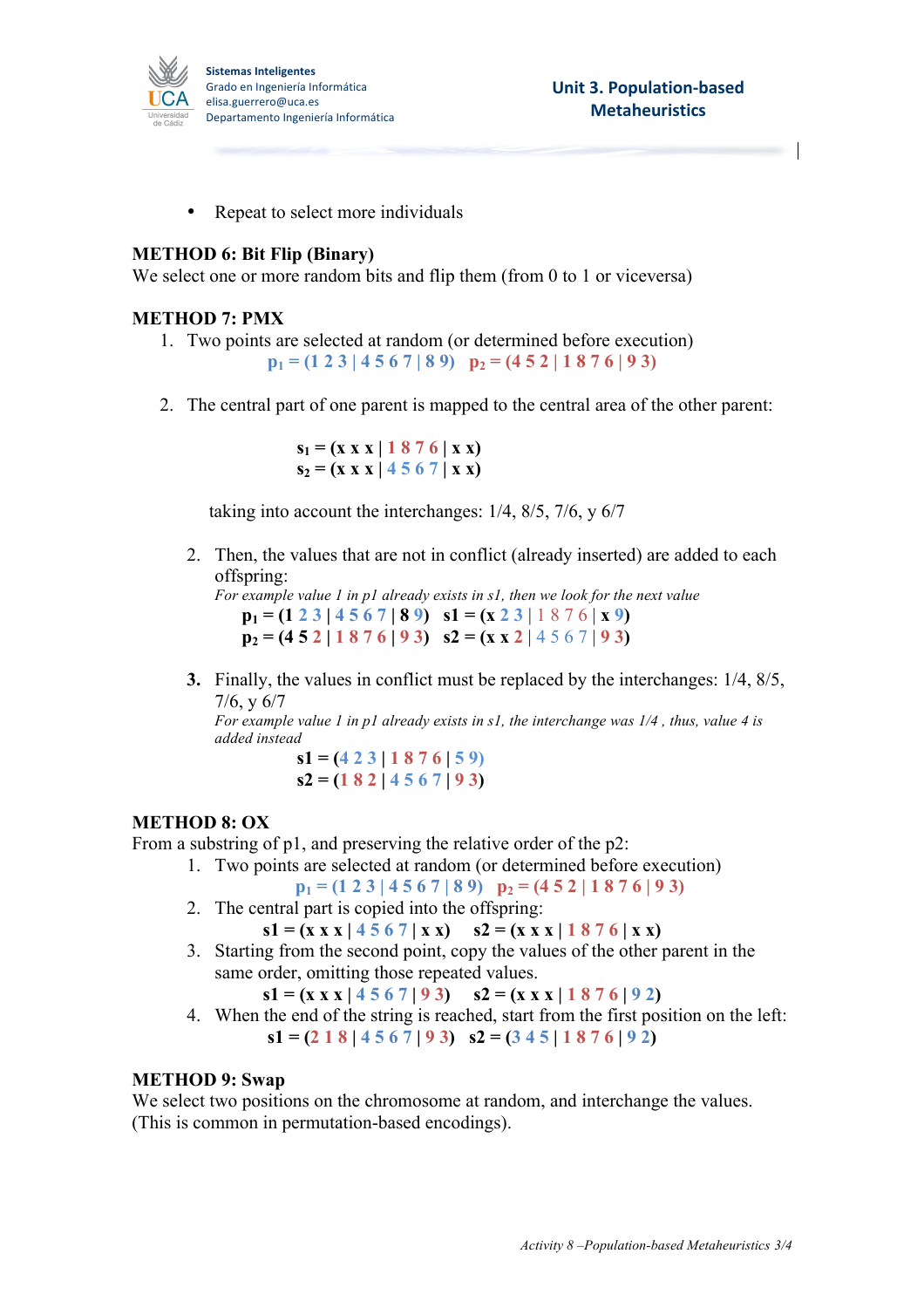- Repeat to select more individuals

**METHOD 6: Bit Flip (Binary)**
We select one or more random bits and flip them (from 0 to 1 or viceversa)

**METHOD 7: PMX**

1. Two points are selected at random (or determined before execution)

   $p_1$ = (1 2 3 | 4 5 6 7 | 8 9)   $p_2$ = (4 5 2 | 1 8 7 6 | 9 3)

2. The central part of one parent is mapped to the central area of the other parent:

   **$s_1$ = (x x x | 1 8 7 6 | x x)**
   **$s_2$ = (x x x | 4 5 6 7 | x x)**

   taking into account the interchanges: 1/4, 8/5, 7/6, y 6/7

2. Then, the values that are not in conflict (already inserted) are added to each offspring:
   *For example value 1 in p1 already exists in s1, then we look for the next value*
   **$p_1$ = (1 2 3 | 4 5 6 7 | 8 9)   s1 = (x 2 3 | 1 8 7 6 | x 9)**
   **$p_2$ = (4 5 2 | 1 8 7 6 | 9 3)   s2 = (x x 2 | 4 5 6 7 | 9 3)**

3. Finally, the values in conflict must be replaced by the interchanges: 1/4, 8/5, 7/6, y 6/7
   *For example value 1 in p1 already exists in s1, the interchange was 1/4 , thus, value 4 is added instead*
   **s1 = (4 2 3 | 1 8 7 6 | 5 9)**
   **s2 = (1 8 2 | 4 5 6 7 | 9 3)**

**METHOD 8: OX**
From a substring of p1, and preserving the relative order of the p2:

1. Two points are selected at random (or determined before execution)
   $p_1$ = (1 2 3 | 4 5 6 7 | 8 9)   $p_2$ = (4 5 2 | 1 8 7 6 | 9 3)
2. The central part is copied into the offspring:
   **s1 = (x x x | 4 5 6 7 | x x)   s2 = (x x x | 1 8 7 6 | x x)**
3. Starting from the second point, copy the values of the other parent in the same order, omitting those repeated values.
   **s1 = (x x x | 4 5 6 7 | 9 3)   s2 = (x x x | 1 8 7 6 | 9 2)**
4. When the end of the string is reached, start from the first position on the left:
   **s1 = (2 1 8 | 4 5 6 7 | 9 3)   s2 = (3 4 5 | 1 8 7 6 | 9 2)**

**METHOD 9: Swap**
We select two positions on the chromosome at random, and interchange the values. (This is common in permutation-based encodings).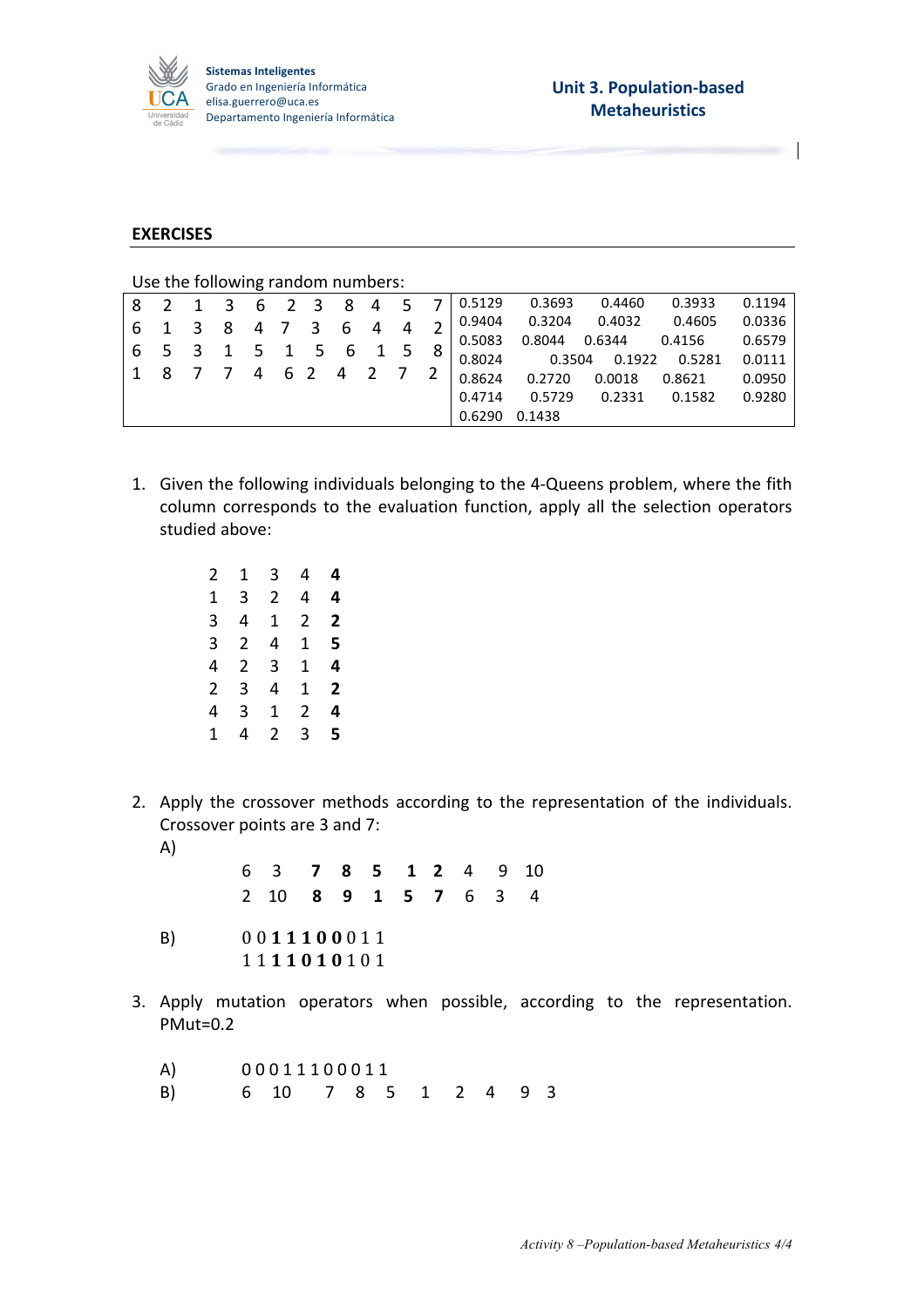## EXERCISES

Use the following random numbers:

| | | | | | | | | | | | | | | | |
|---|---|---|---|---|---|---|---|---|---|---|---|---|---|---|---|
| 8 | 2 | 1 | 3 | 6 | 2 | 3 | 8 | 4 | 5 | 7 | 0.5129 | 0.3693 | 0.4460 | 0.3933 | 0.1194 |
| 6 | 1 | 3 | 8 | 4 | 7 | 3 | 6 | 4 | 4 | 2 | 0.9404 | 0.3204 | 0.4032 | 0.4605 | 0.0336 |
| 6 | 5 | 3 | 1 | 5 | 1 | 5 | 6 | 1 | 5 | 8 | 0.5083 | 0.8044 | 0.6344 | 0.4156 | 0.6579 |
| 1 | 8 | 7 | 7 | 4 | 6 | 2 | 4 | 2 | 7 | 2 | 0.8024 | 0.3504 | 0.1922 | 0.5281 | 0.0111 |
| | | | | | | | | | | | 0.8624 | 0.2720 | 0.0018 | 0.8621 | 0.0950 |
| | | | | | | | | | | | 0.4714 | 0.5729 | 0.2331 | 0.1582 | 0.9280 |
| | | | | | | | | | | | 0.6290 | 0.1438 | | | |

1. Given the following individuals belonging to the 4-Queens problem, where the fith column corresponds to the evaluation function, apply all the selection operators studied above:

| | | | | |
|---|---|---|---|---|
| 2 | 1 | 3 | 4 | **4** |
| 1 | 3 | 2 | 4 | **4** |
| 3 | 4 | 1 | 2 | **2** |
| 3 | 2 | 4 | 1 | **5** |
| 4 | 2 | 3 | 1 | **4** |
| 2 | 3 | 4 | 1 | **2** |
| 4 | 3 | 1 | 2 | **4** |
| 1 | 4 | 2 | 3 | **5** |

2. Apply the crossover methods according to the representation of the individuals. Crossover points are 3 and 7:

   A)

| | | | | | | | | | |
|---|---|---|---|---|---|---|---|---|---|
| 6 | 3 | **7** | **8** | **5** | **1** | **2** | 4 | 9 | 10 |
| 2 | 10 | **8** | **9** | **1** | **5** | **7** | 6 | 3 | 4 |

   B)

   0 0 **1 1 1 0 0** 0 1 1
   1 1 **1 1 0 1 0** 1 0 1

3. Apply mutation operators when possible, according to the representation. PMut=0.2

   A) 0 0 0 1 1 1 0 0 1 1

   B) 6 10 7 8 5 1 2 4 9 3